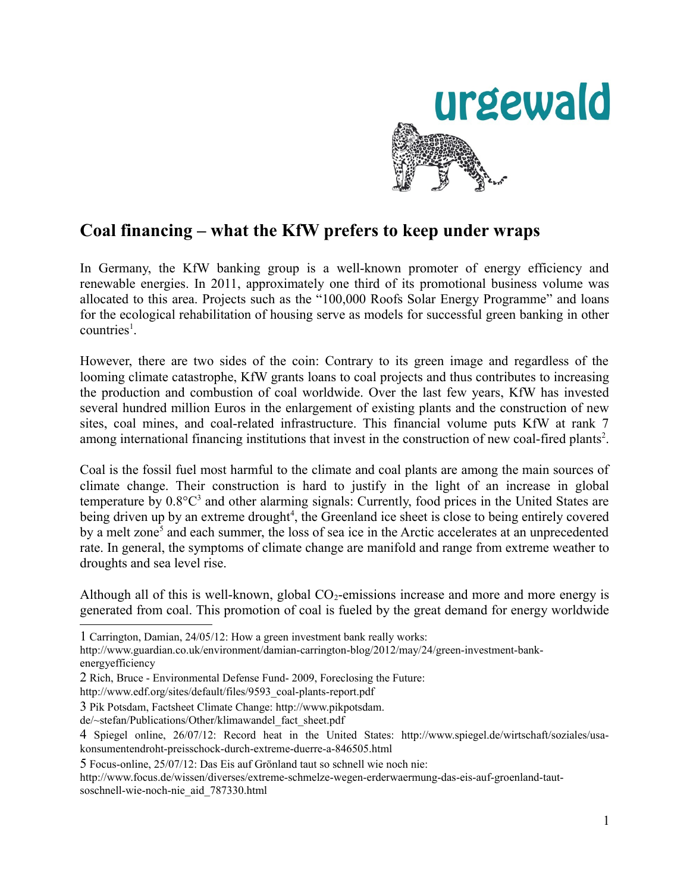urgewald

## Coal financing – what the KfW prefers to keep under wraps

In Germany, the KfW banking group is a well-known promoter of energy efficiency and renewable energies. In 2011, approximately one third of its promotional business volume was allocated to this area. Projects such as the "100,000 Roofs Solar Energy Programme" and loans for the ecological rehabilitation of housing serve as models for successful green banking in other countries[1].

However, there are two sides of the coin: Contrary to its green image and regardless of the looming climate catastrophe, KfW grants loans to coal projects and thus contributes to increasing the production and combustion of coal worldwide. Over the last few years, KfW has invested several hundred million Euros in the enlargement of existing plants and the construction of new sites, coal mines, and coal-related infrastructure. This financial volume puts KfW at rank 7 among international financing institutions that invest in the construction of new coal-fired plants[2].

Coal is the fossil fuel most harmful to the climate and coal plants are among the main sources of climate change. Their construction is hard to justify in the light of an increase in global temperature by 0.8°C[3] and other alarming signals: Currently, food prices in the United States are being driven up by an extreme drought[4], the Greenland ice sheet is close to being entirely covered by a melt zone[5] and each summer, the loss of sea ice in the Arctic accelerates at an unprecedented rate. In general, the symptoms of climate change are manifold and range from extreme weather to droughts and sea level rise.

Although all of this is well-known, global $CO_2$-emissions increase and more and more energy is generated from coal. This promotion of coal is fueled by the great demand for energy worldwide

---

1 Carrington, Damian, 24/05/12: How a green investment bank really works: http://www.guardian.co.uk/environment/damian-carrington-blog/2012/may/24/green-investment-bank-energyefficiency

2 Rich, Bruce - Environmental Defense Fund- 2009, Foreclosing the Future: http://www.edf.org/sites/default/files/9593_coal-plants-report.pdf

3 Pik Potsdam, Factsheet Climate Change: http://www.pikpotsdam.de/~stefan/Publications/Other/klimawandel_fact_sheet.pdf

4 Spiegel online, 26/07/12: Record heat in the United States: http://www.spiegel.de/wirtschaft/soziales/usa-konsumentendroht-preisschock-durch-extreme-duerre-a-846505.html

5 Focus-online, 25/07/12: Das Eis auf Grönland taut so schnell wie noch nie: http://www.focus.de/wissen/diverses/extreme-schmelze-wegen-erderwaermung-das-eis-auf-groenland-taut-soschnell-wie-noch-nie_aid_787330.html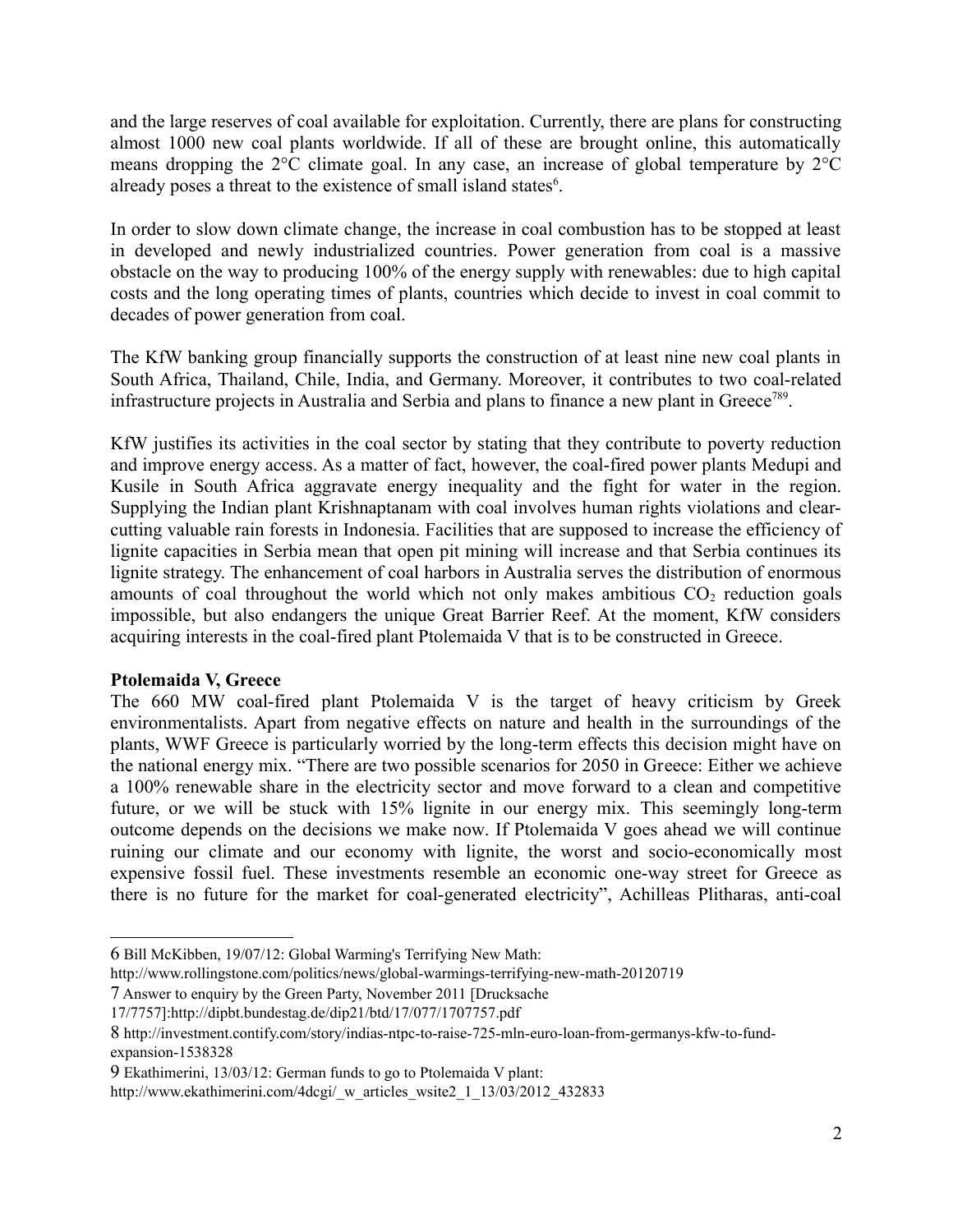and the large reserves of coal available for exploitation. Currently, there are plans for constructing almost 1000 new coal plants worldwide. If all of these are brought online, this automatically means dropping the 2°C climate goal. In any case, an increase of global temperature by 2°C already poses a threat to the existence of small island states[6].

In order to slow down climate change, the increase in coal combustion has to be stopped at least in developed and newly industrialized countries. Power generation from coal is a massive obstacle on the way to producing 100% of the energy supply with renewables: due to high capital costs and the long operating times of plants, countries which decide to invest in coal commit to decades of power generation from coal.

The KfW banking group financially supports the construction of at least nine new coal plants in South Africa, Thailand, Chile, India, and Germany. Moreover, it contributes to two coal-related infrastructure projects in Australia and Serbia and plans to finance a new plant in Greece[7][8][9].

KfW justifies its activities in the coal sector by stating that they contribute to poverty reduction and improve energy access. As a matter of fact, however, the coal-fired power plants Medupi and Kusile in South Africa aggravate energy inequality and the fight for water in the region. Supplying the Indian plant Krishnaptanam with coal involves human rights violations and clear-cutting valuable rain forests in Indonesia. Facilities that are supposed to increase the efficiency of lignite capacities in Serbia mean that open pit mining will increase and that Serbia continues its lignite strategy. The enhancement of coal harbors in Australia serves the distribution of enormous amounts of coal throughout the world which not only makes ambitious $CO_2$ reduction goals impossible, but also endangers the unique Great Barrier Reef. At the moment, KfW considers acquiring interests in the coal-fired plant Ptolemaida V that is to be constructed in Greece.

**Ptolemaida V, Greece**

The 660 MW coal-fired plant Ptolemaida V is the target of heavy criticism by Greek environmentalists. Apart from negative effects on nature and health in the surroundings of the plants, WWF Greece is particularly worried by the long-term effects this decision might have on the national energy mix. "There are two possible scenarios for 2050 in Greece: Either we achieve a 100% renewable share in the electricity sector and move forward to a clean and competitive future, or we will be stuck with 15% lignite in our energy mix. This seemingly long-term outcome depends on the decisions we make now. If Ptolemaida V goes ahead we will continue ruining our climate and our economy with lignite, the worst and socio-economically most expensive fossil fuel. These investments resemble an economic one-way street for Greece as there is no future for the market for coal-generated electricity", Achilleas Plitharas, anti-coal

---

6 Bill McKibben, 19/07/12: Global Warming's Terrifying New Math: http://www.rollingstone.com/politics/news/global-warmings-terrifying-new-math-20120719

7 Answer to enquiry by the Green Party, November 2011 [Drucksache 17/7757]:http://dipbt.bundestag.de/dip21/btd/17/077/1707757.pdf

8 http://investment.contify.com/story/indias-ntpc-to-raise-725-mln-euro-loan-from-germanys-kfw-to-fund-expansion-1538328

9 Ekathimerini, 13/03/12: German funds to go to Ptolemaida V plant: http://www.ekathimerini.com/4dcgi/_w_articles_wsite2_1_13/03/2012_432833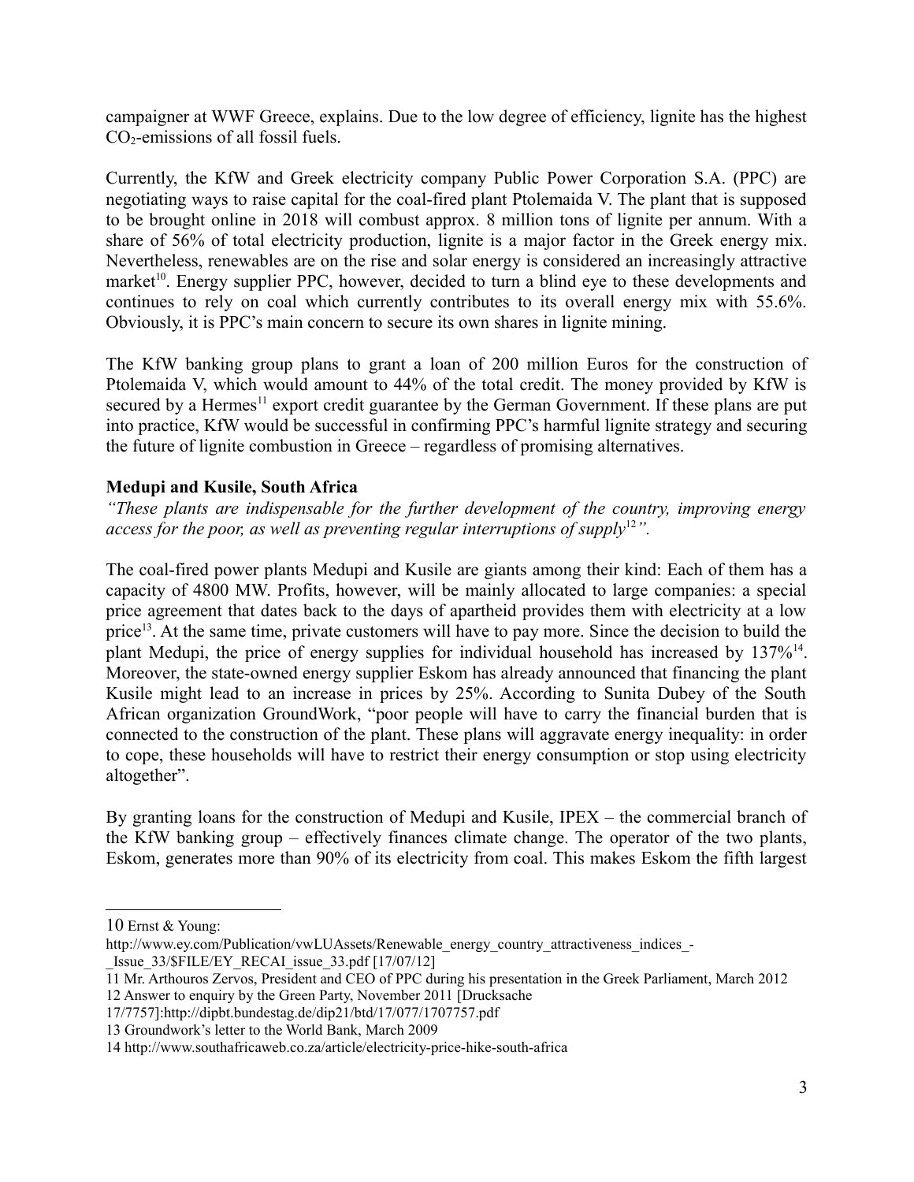campaigner at WWF Greece, explains. Due to the low degree of efficiency, lignite has the highest $CO_2$-emissions of all fossil fuels.

Currently, the KfW and Greek electricity company Public Power Corporation S.A. (PPC) are negotiating ways to raise capital for the coal-fired plant Ptolemaida V. The plant that is supposed to be brought online in 2018 will combust approx. 8 million tons of lignite per annum. With a share of 56% of total electricity production, lignite is a major factor in the Greek energy mix. Nevertheless, renewables are on the rise and solar energy is considered an increasingly attractive market[10]. Energy supplier PPC, however, decided to turn a blind eye to these developments and continues to rely on coal which currently contributes to its overall energy mix with 55.6%. Obviously, it is PPC's main concern to secure its own shares in lignite mining.

The KfW banking group plans to grant a loan of 200 million Euros for the construction of Ptolemaida V, which would amount to 44% of the total credit. The money provided by KfW is secured by a Hermes[11] export credit guarantee by the German Government. If these plans are put into practice, KfW would be successful in confirming PPC's harmful lignite strategy and securing the future of lignite combustion in Greece – regardless of promising alternatives.

**Medupi and Kusile, South Africa**

*"These plants are indispensable for the further development of the country, improving energy access for the poor, as well as preventing regular interruptions of supply[12]".*

The coal-fired power plants Medupi and Kusile are giants among their kind: Each of them has a capacity of 4800 MW. Profits, however, will be mainly allocated to large companies: a special price agreement that dates back to the days of apartheid provides them with electricity at a low price[13]. At the same time, private customers will have to pay more. Since the decision to build the plant Medupi, the price of energy supplies for individual household has increased by 137%[14]. Moreover, the state-owned energy supplier Eskom has already announced that financing the plant Kusile might lead to an increase in prices by 25%. According to Sunita Dubey of the South African organization GroundWork, "poor people will have to carry the financial burden that is connected to the construction of the plant. These plans will aggravate energy inequality: in order to cope, these households will have to restrict their energy consumption or stop using electricity altogether".

By granting loans for the construction of Medupi and Kusile, IPEX – the commercial branch of the KfW banking group – effectively finances climate change. The operator of the two plants, Eskom, generates more than 90% of its electricity from coal. This makes Eskom the fifth largest

---

10 Ernst & Young: http://www.ey.com/Publication/vwLUAssets/Renewable_energy_country_attractiveness_indices_-_Issue_33/$FILE/EY_RECAI_issue_33.pdf [17/07/12]

11 Mr. Arthouros Zervos, President and CEO of PPC during his presentation in the Greek Parliament, March 2012

12 Answer to enquiry by the Green Party, November 2011 [Drucksache 17/7757]:http://dipbt.bundestag.de/dip21/btd/17/077/1707757.pdf

13 Groundwork's letter to the World Bank, March 2009

14 http://www.southafricaweb.co.za/article/electricity-price-hike-south-africa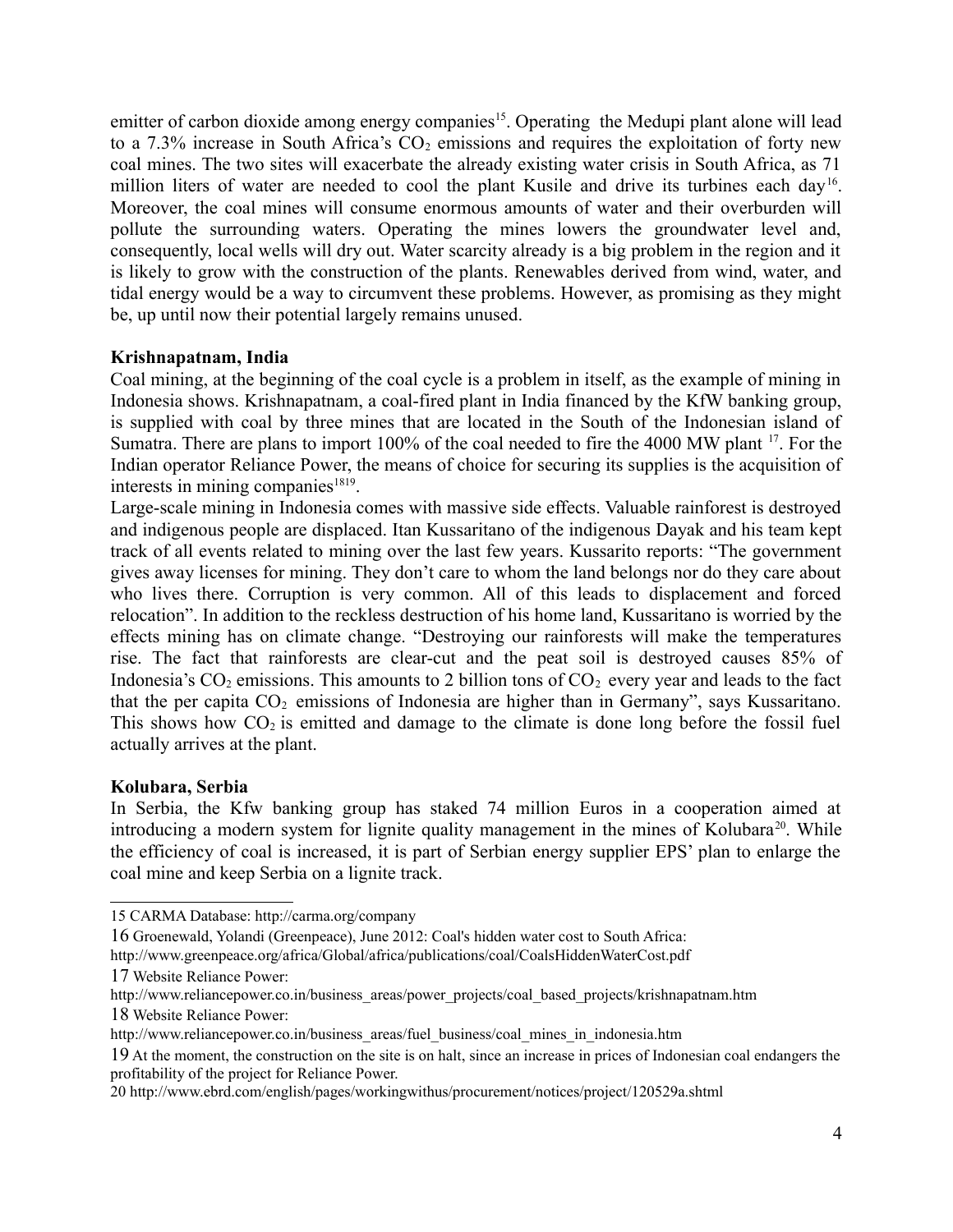emitter of carbon dioxide among energy companies[15]. Operating the Medupi plant alone will lead to a 7.3% increase in South Africa's $CO_2$ emissions and requires the exploitation of forty new coal mines. The two sites will exacerbate the already existing water crisis in South Africa, as 71 million liters of water are needed to cool the plant Kusile and drive its turbines each day[16]. Moreover, the coal mines will consume enormous amounts of water and their overburden will pollute the surrounding waters. Operating the mines lowers the groundwater level and, consequently, local wells will dry out. Water scarcity already is a big problem in the region and it is likely to grow with the construction of the plants. Renewables derived from wind, water, and tidal energy would be a way to circumvent these problems. However, as promising as they might be, up until now their potential largely remains unused.

**Krishnapatnam, India**

Coal mining, at the beginning of the coal cycle is a problem in itself, as the example of mining in Indonesia shows. Krishnapatnam, a coal-fired plant in India financed by the KfW banking group, is supplied with coal by three mines that are located in the South of the Indonesian island of Sumatra. There are plans to import 100% of the coal needed to fire the 4000 MW plant [17]. For the Indian operator Reliance Power, the means of choice for securing its supplies is the acquisition of interests in mining companies[18][19].

Large-scale mining in Indonesia comes with massive side effects. Valuable rainforest is destroyed and indigenous people are displaced. Itan Kussaritano of the indigenous Dayak and his team kept track of all events related to mining over the last few years. Kussarito reports: "The government gives away licenses for mining. They don't care to whom the land belongs nor do they care about who lives there. Corruption is very common. All of this leads to displacement and forced relocation". In addition to the reckless destruction of his home land, Kussaritano is worried by the effects mining has on climate change. "Destroying our rainforests will make the temperatures rise. The fact that rainforests are clear-cut and the peat soil is destroyed causes 85% of Indonesia's $CO_2$ emissions. This amounts to 2 billion tons of $CO_2$ every year and leads to the fact that the per capita $CO_2$ emissions of Indonesia are higher than in Germany", says Kussaritano. This shows how $CO_2$ is emitted and damage to the climate is done long before the fossil fuel actually arrives at the plant.

**Kolubara, Serbia**

In Serbia, the Kfw banking group has staked 74 million Euros in a cooperation aimed at introducing a modern system for lignite quality management in the mines of Kolubara[20]. While the efficiency of coal is increased, it is part of Serbian energy supplier EPS' plan to enlarge the coal mine and keep Serbia on a lignite track.

---

15 CARMA Database: http://carma.org/company

16 Groenewald, Yolandi (Greenpeace), June 2012: Coal's hidden water cost to South Africa: http://www.greenpeace.org/africa/Global/africa/publications/coal/CoalsHiddenWaterCost.pdf

17 Website Reliance Power: http://www.reliancepower.co.in/business_areas/power_projects/coal_based_projects/krishnapatnam.htm

18 Website Reliance Power: http://www.reliancepower.co.in/business_areas/fuel_business/coal_mines_in_indonesia.htm

19 At the moment, the construction on the site is on halt, since an increase in prices of Indonesian coal endangers the profitability of the project for Reliance Power.

20 http://www.ebrd.com/english/pages/workingwithus/procurement/notices/project/120529a.shtml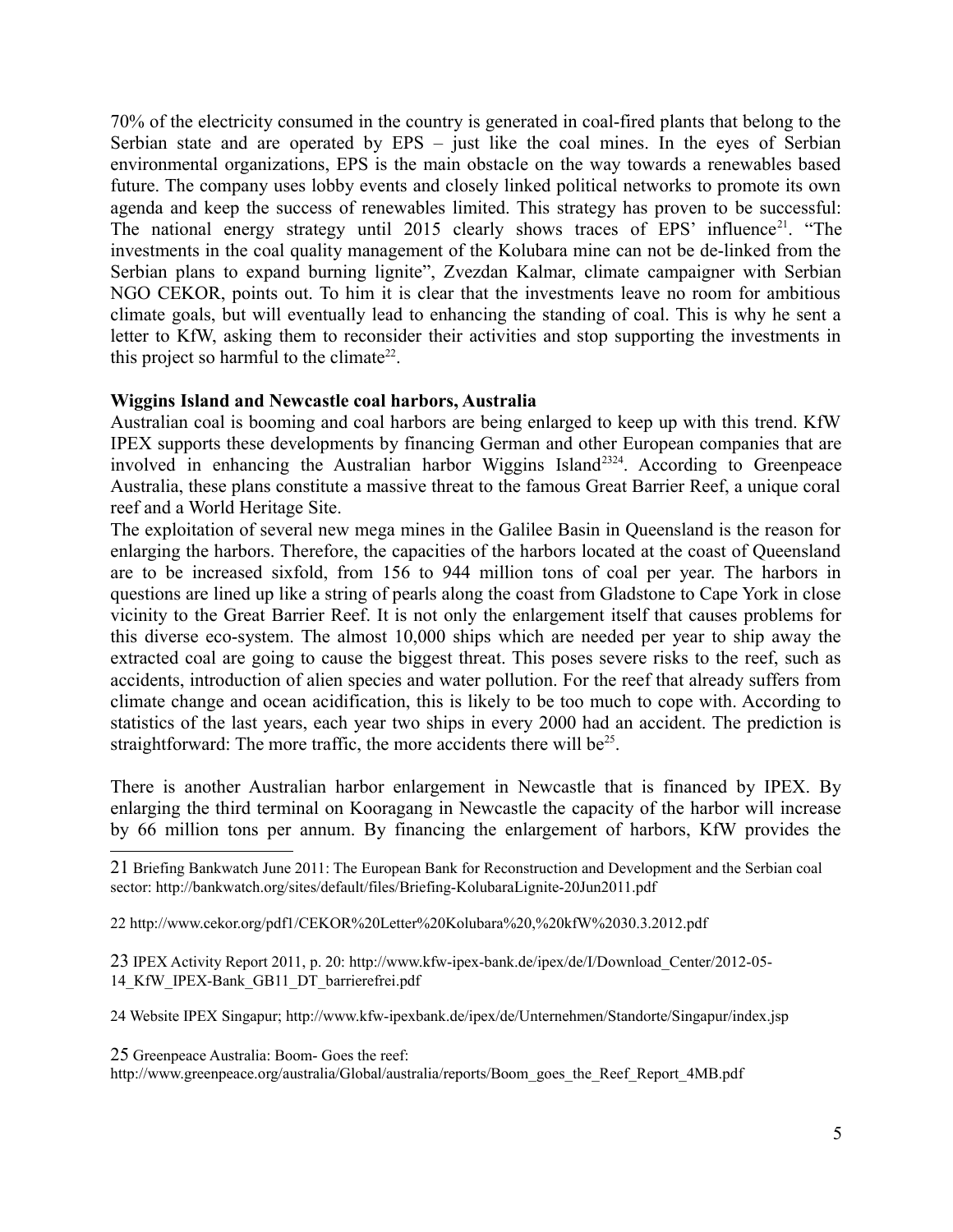70% of the electricity consumed in the country is generated in coal-fired plants that belong to the Serbian state and are operated by EPS – just like the coal mines. In the eyes of Serbian environmental organizations, EPS is the main obstacle on the way towards a renewables based future. The company uses lobby events and closely linked political networks to promote its own agenda and keep the success of renewables limited. This strategy has proven to be successful: The national energy strategy until 2015 clearly shows traces of EPS' influence[21]. "The investments in the coal quality management of the Kolubara mine can not be de-linked from the Serbian plans to expand burning lignite", Zvezdan Kalmar, climate campaigner with Serbian NGO CEKOR, points out. To him it is clear that the investments leave no room for ambitious climate goals, but will eventually lead to enhancing the standing of coal. This is why he sent a letter to KfW, asking them to reconsider their activities and stop supporting the investments in this project so harmful to the climate[22].

**Wiggins Island and Newcastle coal harbors, Australia**

Australian coal is booming and coal harbors are being enlarged to keep up with this trend. KfW IPEX supports these developments by financing German and other European companies that are involved in enhancing the Australian harbor Wiggins Island[23,24]. According to Greenpeace Australia, these plans constitute a massive threat to the famous Great Barrier Reef, a unique coral reef and a World Heritage Site.

The exploitation of several new mega mines in the Galilee Basin in Queensland is the reason for enlarging the harbors. Therefore, the capacities of the harbors located at the coast of Queensland are to be increased sixfold, from 156 to 944 million tons of coal per year. The harbors in questions are lined up like a string of pearls along the coast from Gladstone to Cape York in close vicinity to the Great Barrier Reef. It is not only the enlargement itself that causes problems for this diverse eco-system. The almost 10,000 ships which are needed per year to ship away the extracted coal are going to cause the biggest threat. This poses severe risks to the reef, such as accidents, introduction of alien species and water pollution. For the reef that already suffers from climate change and ocean acidification, this is likely to be too much to cope with. According to statistics of the last years, each year two ships in every 2000 had an accident. The prediction is straightforward: The more traffic, the more accidents there will be[25].

There is another Australian harbor enlargement in Newcastle that is financed by IPEX. By enlarging the third terminal on Kooragang in Newcastle the capacity of the harbor will increase by 66 million tons per annum. By financing the enlargement of harbors, KfW provides the

---

21 Briefing Bankwatch June 2011: The European Bank for Reconstruction and Development and the Serbian coal sector: http://bankwatch.org/sites/default/files/Briefing-KolubaraLignite-20Jun2011.pdf

22 http://www.cekor.org/pdf1/CEKOR%20Letter%20Kolubara%20,%20kfW%2030.3.2012.pdf

23 IPEX Activity Report 2011, p. 20: http://www.kfw-ipex-bank.de/ipex/de/I/Download_Center/2012-05-14_KfW_IPEX-Bank_GB11_DT_barrierefrei.pdf

24 Website IPEX Singapur; http://www.kfw-ipexbank.de/ipex/de/Unternehmen/Standorte/Singapur/index.jsp

25 Greenpeace Australia: Boom- Goes the reef: http://www.greenpeace.org/australia/Global/australia/reports/Boom_goes_the_Reef_Report_4MB.pdf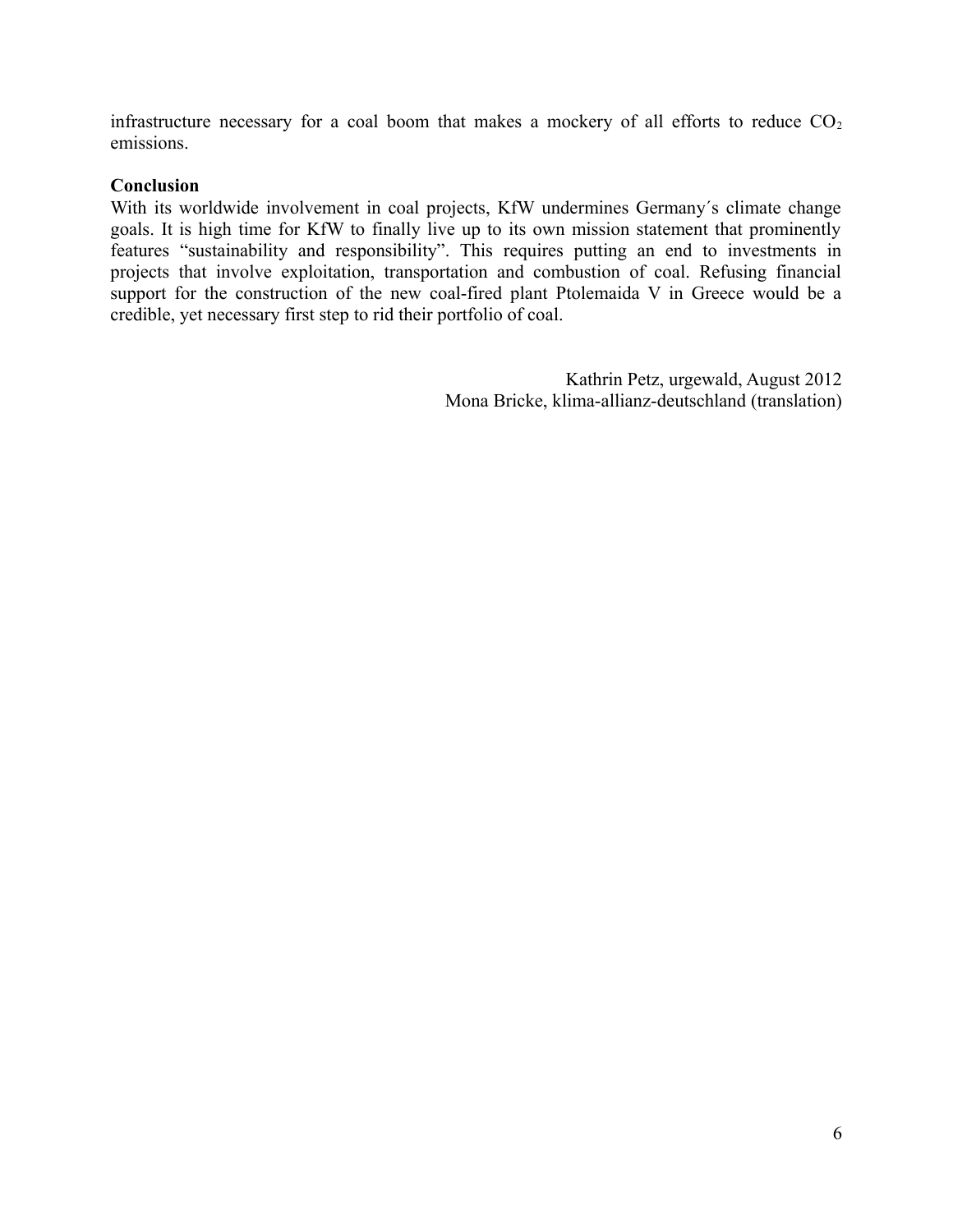infrastructure necessary for a coal boom that makes a mockery of all efforts to reduce $CO_2$ emissions.

**Conclusion**

With its worldwide involvement in coal projects, KfW undermines Germany´s climate change goals. It is high time for KfW to finally live up to its own mission statement that prominently features "sustainability and responsibility". This requires putting an end to investments in projects that involve exploitation, transportation and combustion of coal. Refusing financial support for the construction of the new coal-fired plant Ptolemaida V in Greece would be a credible, yet necessary first step to rid their portfolio of coal.

Kathrin Petz, urgewald, August 2012
Mona Bricke, klima-allianz-deutschland (translation)